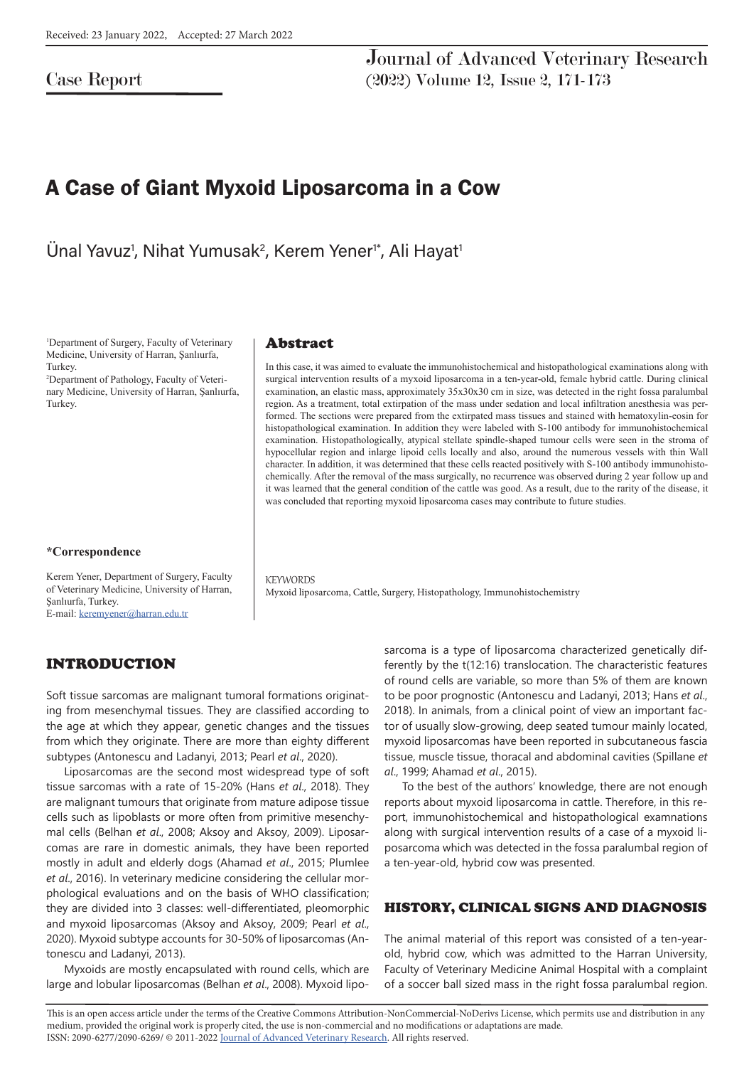Received: 23 January 2022, Accepted: 27 March 2022

Case Report

# A Case of Giant Myxoid Liposarcoma in a Cow

Ünal Yavuz[1], Nihat Yumusak[2], Kerem Yener[1*], Ali Hayat[1]

[1]Department of Surgery, Faculty of Veterinary Medicine, University of Harran, Şanlıurfa, Turkey.
[2]Department of Pathology, Faculty of Veterinary Medicine, University of Harran, Şanlıurfa, Turkey.

**\*Correspondence**

Kerem Yener, Department of Surgery, Faculty of Veterinary Medicine, University of Harran, Şanlıurfa, Turkey.
E-mail: keremyener@harran.edu.tr

## Abstract

In this case, it was aimed to evaluate the immunohistochemical and histopathological examinations along with surgical intervention results of a myxoid liposarcoma in a ten-year-old, female hybrid cattle. During clinical examination, an elastic mass, approximately 35x30x30 cm in size, was detected in the right fossa paralumbal region. As a treatment, total extirpation of the mass under sedation and local infiltration anesthesia was performed. The sections were prepared from the extirpated mass tissues and stained with hematoxylin-eosin for histopathological examination. In addition they were labeled with S-100 antibody for immunohistochemical examination. Histopathologically, atypical stellate spindle-shaped tumour cells were seen in the stroma of hypocellular region and inlarge lipoid cells locally and also, around the numerous vessels with thin Wall character. In addition, it was determined that these cells reacted positively with S-100 antibody immunohistochemically. After the removal of the mass surgically, no recurrence was observed during 2 year follow up and it was learned that the general condition of the cattle was good. As a result, due to the rarity of the disease, it was concluded that reporting myxoid liposarcoma cases may contribute to future studies.

KEYWORDS
Myxoid liposarcoma, Cattle, Surgery, Histopathology, Immunohistochemistry

## INTRODUCTION

Soft tissue sarcomas are malignant tumoral formations originating from mesenchymal tissues. They are classified according to the age at which they appear, genetic changes and the tissues from which they originate. There are more than eighty different subtypes (Antonescu and Ladanyi, 2013; Pearl *et al*., 2020).

Liposarcomas are the second most widespread type of soft tissue sarcomas with a rate of 15-20% (Hans *et al*., 2018). They are malignant tumours that originate from mature adipose tissue cells such as lipoblasts or more often from primitive mesenchymal cells (Belhan *et al*., 2008; Aksoy and Aksoy, 2009). Liposarcomas are rare in domestic animals, they have been reported mostly in adult and elderly dogs (Ahamad *et al*., 2015; Plumlee *et al*., 2016). In veterinary medicine considering the cellular morphological evaluations and on the basis of WHO classification; they are divided into 3 classes: well-differentiated, pleomorphic and myxoid liposarcomas (Aksoy and Aksoy, 2009; Pearl *et al*., 2020). Myxoid subtype accounts for 30-50% of liposarcomas (Antonescu and Ladanyi, 2013).

Myxoids are mostly encapsulated with round cells, which are large and lobular liposarcomas (Belhan *et al*., 2008). Myxoid liposarcoma is a type of liposarcoma characterized genetically differently by the t(12:16) translocation. The characteristic features of round cells are variable, so more than 5% of them are known to be poor prognostic (Antonescu and Ladanyi, 2013; Hans *et al*., 2018). In animals, from a clinical point of view an important factor of usually slow-growing, deep seated tumour mainly located, myxoid liposarcomas have been reported in subcutaneous fascia tissue, muscle tissue, thoracal and abdominal cavities (Spillane *et al*., 1999; Ahamad *et al*., 2015).

To the best of the authors' knowledge, there are not enough reports about myxoid liposarcoma in cattle. Therefore, in this report, immunohistochemical and histopathological examnations along with surgical intervention results of a case of a myxoid liposarcoma which was detected in the fossa paralumbal region of a ten-year-old, hybrid cow was presented.

## HISTORY, CLINICAL SIGNS AND DIAGNOSIS

The animal material of this report was consisted of a ten-year-old, hybrid cow, which was admitted to the Harran University, Faculty of Veterinary Medicine Animal Hospital with a complaint of a soccer ball sized mass in the right fossa paralumbal region.

This is an open access article under the terms of the Creative Commons Attribution-NonCommercial-NoDerivs License, which permits use and distribution in any medium, provided the original work is properly cited, the use is non-commercial and no modifications or adaptations are made.
ISSN: 2090-6277/2090-6269/ © 2011-2022 Journal of Advanced Veterinary Research. All rights reserved.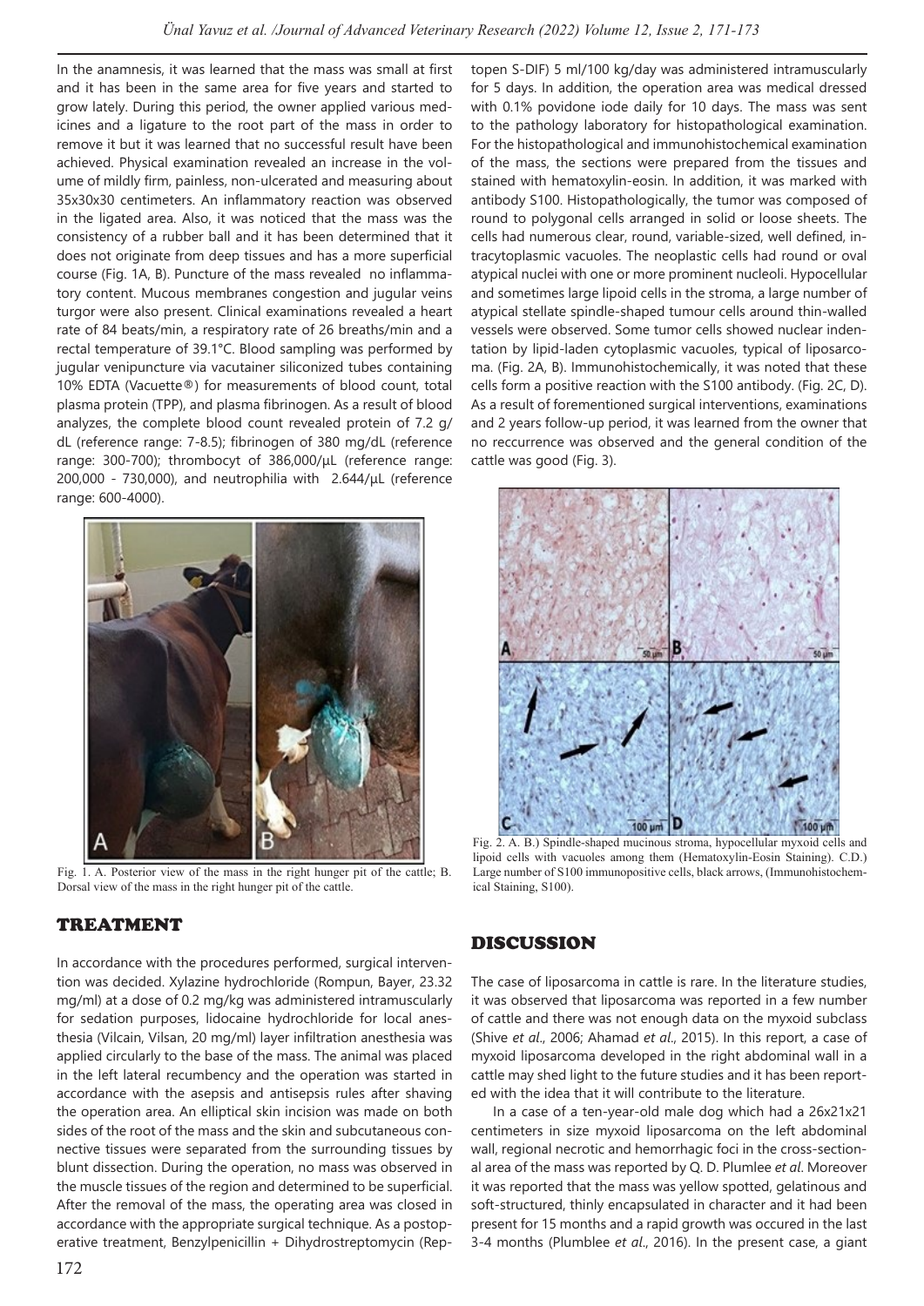In the anamnesis, it was learned that the mass was small at first and it has been in the same area for five years and started to grow lately. During this period, the owner applied various medicines and a ligature to the root part of the mass in order to remove it but it was learned that no successful result have been achieved. Physical examination revealed an increase in the volume of mildly firm, painless, non-ulcerated and measuring about 35x30x30 centimeters. An inflammatory reaction was observed in the ligated area. Also, it was noticed that the mass was the consistency of a rubber ball and it has been determined that it does not originate from deep tissues and has a more superficial course (Fig. 1A, B). Puncture of the mass revealed no inflammatory content. Mucous membranes congestion and jugular veins turgor were also present. Clinical examinations revealed a heart rate of 84 beats/min, a respiratory rate of 26 breaths/min and a rectal temperature of 39.1°C. Blood sampling was performed by jugular venipuncture via vacutainer siliconized tubes containing 10% EDTA (Vacuette®) for measurements of blood count, total plasma protein (TPP), and plasma fibrinogen. As a result of blood analyzes, the complete blood count revealed protein of 7.2 g/dL (reference range: 7-8.5); fibrinogen of 380 mg/dL (reference range: 300-700); thrombocyt of 386,000/µL (reference range: 200,000 - 730,000), and neutrophilia with 2.644/µL (reference range: 600-4000).

Fig. 1. A. Posterior view of the mass in the right hunger pit of the cattle; B. Dorsal view of the mass in the right hunger pit of the cattle.

## TREATMENT

In accordance with the procedures performed, surgical intervention was decided. Xylazine hydrochloride (Rompun, Bayer, 23.32 mg/ml) at a dose of 0.2 mg/kg was administered intramuscularly for sedation purposes, lidocaine hydrochloride for local anesthesia (Vilcain, Vilsan, 20 mg/ml) layer infiltration anesthesia was applied circularly to the base of the mass. The animal was placed in the left lateral recumbency and the operation was started in accordance with the asepsis and antisepsis rules after shaving the operation area. An elliptical skin incision was made on both sides of the root of the mass and the skin and subcutaneous connective tissues were separated from the surrounding tissues by blunt dissection. During the operation, no mass was observed in the muscle tissues of the region and determined to be superficial. After the removal of the mass, the operating area was closed in accordance with the appropriate surgical technique. As a postoperative treatment, Benzylpenicillin + Dihydrostreptomycin (Repτopen S-DIF) 5 ml/100 kg/day was administered intramuscularly for 5 days. In addition, the operation area was medical dressed with 0.1% povidone iode daily for 10 days. The mass was sent to the pathology laboratory for histopathological examination. For the histopathological and immunohistochemical examination of the mass, the sections were prepared from the tissues and stained with hematoxylin-eosin. In addition, it was marked with antibody S100. Histopathologically, the tumor was composed of round to polygonal cells arranged in solid or loose sheets. The cells had numerous clear, round, variable-sized, well defined, intracytoplasmic vacuoles. The neoplastic cells had round or oval atypical nuclei with one or more prominent nucleoli. Hypocellular and sometimes large lipoid cells in the stroma, a large number of atypical stellate spindle-shaped tumour cells around thin-walled vessels were observed. Some tumor cells showed nuclear indentation by lipid-laden cytoplasmic vacuoles, typical of liposarcoma. (Fig. 2A, B). Immunohistochemically, it was noted that these cells form a positive reaction with the S100 antibody. (Fig. 2C, D). As a result of forementioned surgical interventions, examinations and 2 years follow-up period, it was learned from the owner that no reccurrence was observed and the general condition of the cattle was good (Fig. 3).

Fig. 2. A. B.) Spindle-shaped mucinous stroma, hypocellular myxoid cells and lipoid cells with vacuoles among them (Hematoxylin-Eosin Staining). C.D.) Large number of S100 immunopositive cells, black arrows, (Immunohistochemical Staining, S100).

## DISCUSSION

The case of liposarcoma in cattle is rare. In the literature studies, it was observed that liposarcoma was reported in a few number of cattle and there was not enough data on the myxoid subclass (Shive *et al*., 2006; Ahamad *et al*., 2015). In this report, a case of myxoid liposarcoma developed in the right abdominal wall in a cattle may shed light to the future studies and it has been reported with the idea that it will contribute to the literature.

In a case of a ten-year-old male dog which had a 26x21x21 centimeters in size myxoid liposarcoma on the left abdominal wall, regional necrotic and hemorrhagic foci in the cross-sectional area of the mass were reported by Q. D. Plumlee *et al*. Moreover it was reported that the mass was yellow spotted, gelatinous and soft-structured, thinly encapsulated in character and it had been present for 15 months and a rapid growth was occured in the last 3-4 months (Plumblee *et al*., 2016). In the present case, a giant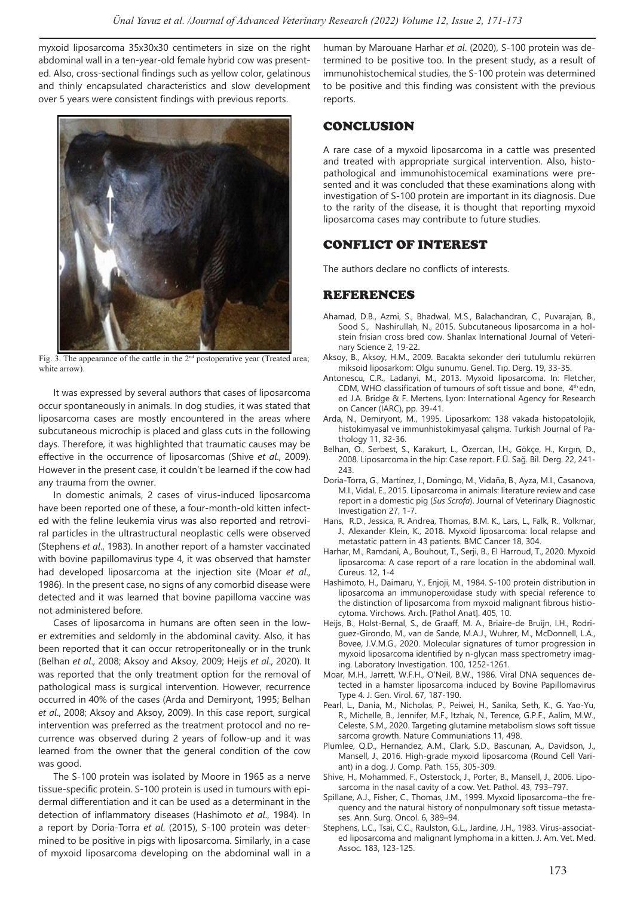myxoid liposarcoma 35x30x30 centimeters in size on the right abdominal wall in a ten-year-old female hybrid cow was presented. Also, cross-sectional findings such as yellow color, gelatinous and thinly encapsulated characteristics and slow development over 5 years were consistent findings with previous reports.

Fig. 3. The appearance of the cattle in the 2nd postoperative year (Treated area; white arrow).

It was expressed by several authors that cases of liposarcoma occur spontaneously in animals. In dog studies, it was stated that liposarcoma cases are mostly encountered in the areas where subcutaneous microchip is placed and glass cuts in the following days. Therefore, it was highlighted that traumatic causes may be effective in the occurrence of liposarcomas (Shive *et al*., 2009). However in the present case, it couldn't be learned if the cow had any trauma from the owner.

In domestic animals, 2 cases of virus-induced liposarcoma have been reported one of these, a four-month-old kitten infected with the feline leukemia virus was also reported and retroviral particles in the ultrastructural neoplastic cells were observed (Stephens *et al*., 1983). In another report of a hamster vaccinated with bovine papillomavirus type 4, it was observed that hamster had developed liposarcoma at the injection site (Moar *et al*., 1986). In the present case, no signs of any comorbid disease were detected and it was learned that bovine papilloma vaccine was not administered before.

Cases of liposarcoma in humans are often seen in the lower extremities and seldomly in the abdominal cavity. Also, it has been reported that it can occur retroperitoneally or in the trunk (Belhan *et al*., 2008; Aksoy and Aksoy, 2009; Heijs *et al*., 2020). It was reported that the only treatment option for the removal of pathological mass is surgical intervention. However, recurrence occurred in 40% of the cases (Arda and Demiryont, 1995; Belhan *et al*., 2008; Aksoy and Aksoy, 2009). In this case report, surgical intervention was preferred as the treatment protocol and no recurrence was observed during 2 years of follow-up and it was learned from the owner that the general condition of the cow was good.

The S-100 protein was isolated by Moore in 1965 as a nerve tissue-specific protein. S-100 protein is used in tumours with epidermal differentiation and it can be used as a determinant in the detection of inflammatory diseases (Hashimoto *et al*., 1984). In a report by Doria-Torra *et al*. (2015), S-100 protein was determined to be positive in pigs with liposarcoma. Similarly, in a case of myxoid liposarcoma developing on the abdominal wall in a human by Marouane Harhar *et al*. (2020), S-100 protein was determined to be positive too. In the present study, as a result of immunohistochemical studies, the S-100 protein was determined to be positive and this finding was consistent with the previous reports.

## CONCLUSION

A rare case of a myxoid liposarcoma in a cattle was presented and treated with appropriate surgical intervention. Also, histopathological and immunohistocemical examinations were presented and it was concluded that these examinations along with investigation of S-100 protein are important in its diagnosis. Due to the rarity of the disease, it is thought that reporting myxoid liposarcoma cases may contribute to future studies.

## CONFLICT OF INTEREST

The authors declare no conflicts of interests.

## REFERENCES

- Ahamad, D.B., Azmi, S., Bhadwal, M.S., Balachandran, C., Puvarajan, B., Sood S., Nashirullah, N., 2015. Subcutaneous liposarcoma in a holstein frisian cross bred cow. Shanlax International Journal of Veterinary Science 2, 19-22.
- Aksoy, B., Aksoy, H.M., 2009. Bacakta sekonder deri tutulumlu rekürren miksoid liposarkom: Olgu sunumu. Genel. Tıp. Derg. 19, 33-35.
- Antonescu, C.R., Ladanyi, M., 2013. Myxoid liposarcoma. In: Fletcher, CDM, WHO classification of tumours of soft tissue and bone, 4th edn, ed J.A. Bridge & F. Mertens, Lyon: International Agency for Research on Cancer (IARC), pp. 39-41.
- Arda, N., Demiryont, M., 1995. Liposarkom: 138 vakada histopatolojik, histokimyasal ve immunhistokimyasal çalışma. Turkish Journal of Pathology 11, 32-36.
- Belhan, O., Serbest, S., Karakurt, L., Özercan, İ.H., Gökçe, H., Kırgın, D., 2008. Liposarcoma in the hip: Case report. F.Ü. Sağ. Bil. Derg. 22, 241-243.
- Doria-Torra, G., Martínez, J., Domingo, M., Vidaña, B., Ayza, M.I., Casanova, M.I., Vidal, E., 2015. Liposarcoma in animals: literature review and case report in a domestic pig (*Sus Scrofa*). Journal of Veterinary Diagnostic Investigation 27, 1-7.
- Hans, R.D., Jessica, R. Andrea, Thomas, B.M. K., Lars, L., Falk, R., Volkmar, J., Alexander Klein, K., 2018. Myxoid liposarcoma: local relapse and metastatic pattern in 43 patients. BMC Cancer 18, 304.
- Harhar, M., Ramdani, A., Bouhout, T., Serji, B., El Harroud, T., 2020. Myxoid liposarcoma: A case report of a rare location in the abdominal wall. Cureus. 12, 1-4
- Hashimoto, H., Daimaru, Y., Enjoji, M., 1984. S-100 protein distribution in liposarcoma an immunoperoxidase study with special reference to the distinction of liposarcoma from myxoid malignant fibrous histiocytoma. Virchows. Arch. [Pathol Anat]. 405, 10.
- Heijs, B., Holst-Bernal, S., de Graaff, M. A., Briaire-de Bruijn, I.H., Rodriguez-Girondo, M., van de Sande, M.A.J., Wuhrer, M., McDonnell, L.A., Bovee, J.V.M.G., 2020. Molecular signatures of tumor progression in myxoid liposarcoma identified by n-glycan mass spectrometry imaging. Laboratory Investigation. 100, 1252-1261.
- Moar, M.H., Jarrett, W.F.H., O'Neil, B.W., 1986. Viral DNA sequences detected in a hamster liposarcoma induced by Bovine Papillomavirus Type 4. J. Gen. Virol. 67, 187-190.
- Pearl, L., Dania, M., Nicholas, P., Peiwei, H., Sanika, Seth, K., G. Yao-Yu, R., Michelle, B., Jennifer, M.F., Itzhak, N., Terence, G.P.F., Aalim, M.W., Celeste, S.M., 2020. Targeting glutamine metabolism slows soft tissue sarcoma growth. Nature Communiations 11, 498.
- Plumlee, Q.D., Hernandez, A.M., Clark, S.D., Bascunan, A., Davidson, J., Mansell, J., 2016. High-grade myxoid liposarcoma (Round Cell Variant) in a dog. J. Comp. Path. 155, 305-309.
- Shive, H., Mohammed, F., Osterstock, J., Porter, B., Mansell, J., 2006. Liposarcoma in the nasal cavity of a cow. Vet. Pathol. 43, 793–797.
- Spillane, A.J., Fisher, C., Thomas, J.M., 1999. Myxoid liposarcoma–the frequency and the natural history of nonpulmonary soft tissue metastases. Ann. Surg. Oncol. 6, 389–94.
- Stephens, L.C., Tsai, C.C., Raulston, G.L., Jardine, J.H., 1983. Virus-associated liposarcoma and malignant lymphoma in a kitten. J. Am. Vet. Med. Assoc. 183, 123-125.